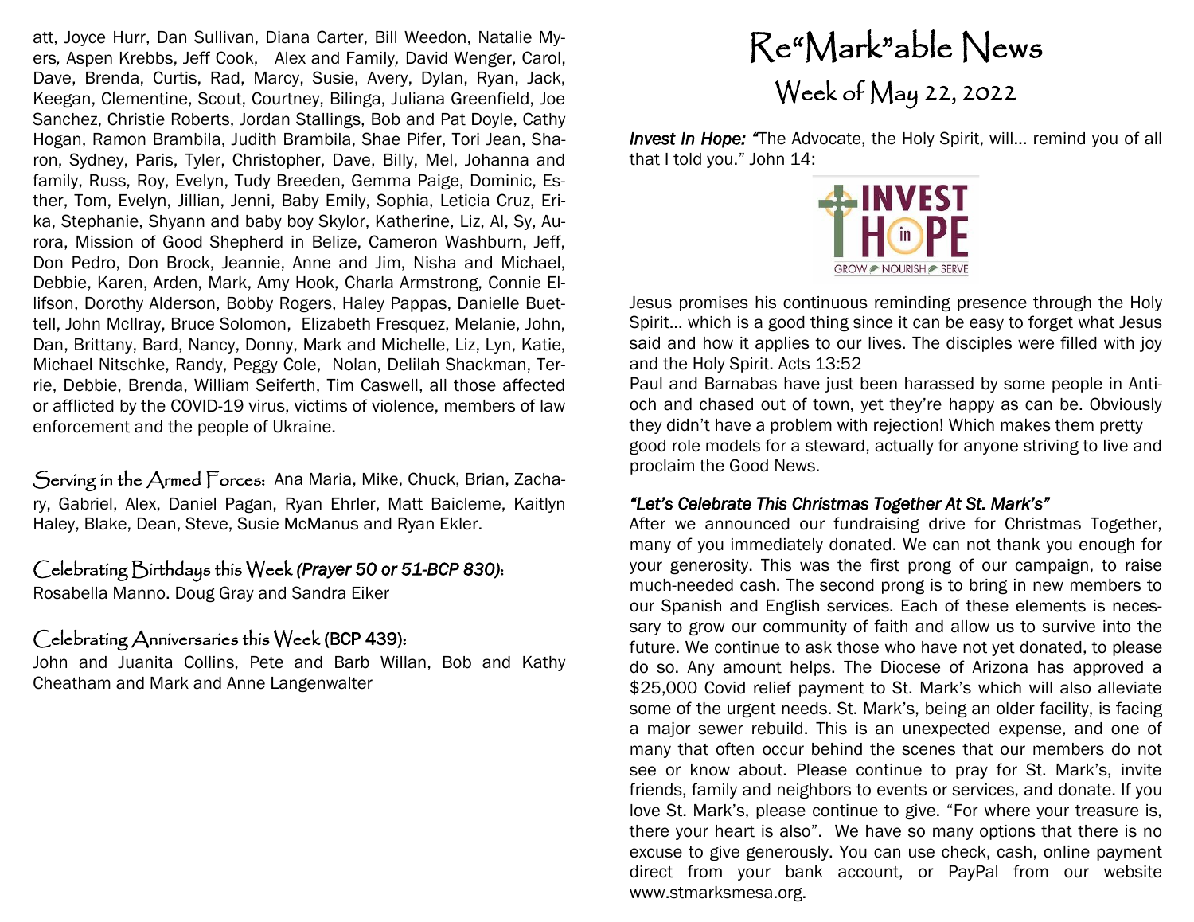att, Joyce Hurr, Dan Sullivan, Diana Carter, Bill Weedon, Natalie Myers, Aspen Krebbs, Jeff Cook, Alex and Family, David Wenger, Carol, Dave, Brenda, Curtis, Rad, Marcy, Susie, Avery, Dylan, Ryan, Jack, Keegan, Clementine, Scout, Courtney, Bilinga, Juliana Greenfield, Joe Sanchez, Christie Roberts, Jordan Stallings, Bob and Pat Doyle, Cathy Hogan, Ramon Brambila, Judith Brambila, Shae Pifer, Tori Jean, Sharon, Sydney, Paris, Tyler, Christopher, Dave, Billy, Mel, Johanna and family, Russ, Roy, Evelyn, Tudy Breeden, Gemma Paige, Dominic, Esther, Tom, Evelyn, Jillian, Jenni, Baby Emily, Sophia, Leticia Cruz, Erika, Stephanie, Shyann and baby boy Skylor, Katherine, Liz, Al, Sy, Aurora, Mission of Good Shepherd in Belize, Cameron Washburn, Jeff, Don Pedro, Don Brock, Jeannie, Anne and Jim, Nisha and Michael, Debbie, Karen, Arden, Mark, Amy Hook, Charla Armstrong, Connie Ellifson, Dorothy Alderson, Bobby Rogers, Haley Pappas, Danielle Buettell, John McIlray, Bruce Solomon, Elizabeth Fresquez, Melanie, John, Dan, Brittany, Bard, Nancy, Donny, Mark and Michelle, Liz, Lyn, Katie, Michael Nitschke, Randy, Peggy Cole, Nolan, Delilah Shackman, Terrie, Debbie, Brenda, William Seiferth, Tim Caswell, all those affected or afflicted by the COVID-19 virus, victims of violence, members of law enforcement and the people of Ukraine.

**Serving in the Armed Forces:** Ana Maria, Mike, Chuck, Brian, Zachary, Gabriel, Alex, Daniel Pagan, Ryan Ehrler, Matt Baicleme, Kaitlyn Haley, Blake, Dean, Steve, Susie McManus and Ryan Ekler.

**Celebrating Birthdays this Week *(Prayer 50 or 51-BCP 830)*:**
Rosabella Manno. Doug Gray and Sandra Eiker

**Celebrating Anniversaries this Week (BCP 439):**
John and Juanita Collins, Pete and Barb Willan, Bob and Kathy Cheatham and Mark and Anne Langenwalter

# Re"Mark"able News

## Week of May 22, 2022

***Invest In Hope:*** *"*The Advocate, the Holy Spirit, will… remind you of all that I told you." John 14:

INVEST in HOPE
GROW NOURISH SERVE

Jesus promises his continuous reminding presence through the Holy Spirit… which is a good thing since it can be easy to forget what Jesus said and how it applies to our lives. The disciples were filled with joy and the Holy Spirit. Acts 13:52

Paul and Barnabas have just been harassed by some people in Antioch and chased out of town, yet they're happy as can be. Obviously they didn't have a problem with rejection! Which makes them pretty good role models for a steward, actually for anyone striving to live and proclaim the Good News.

***"Let's Celebrate This Christmas Together At St. Mark's"***

After we announced our fundraising drive for Christmas Together, many of you immediately donated. We can not thank you enough for your generosity. This was the first prong of our campaign, to raise much-needed cash. The second prong is to bring in new members to our Spanish and English services. Each of these elements is necessary to grow our community of faith and allow us to survive into the future. We continue to ask those who have not yet donated, to please do so. Any amount helps. The Diocese of Arizona has approved a $25,000 Covid relief payment to St. Mark's which will also alleviate some of the urgent needs. St. Mark's, being an older facility, is facing a major sewer rebuild. This is an unexpected expense, and one of many that often occur behind the scenes that our members do not see or know about. Please continue to pray for St. Mark's, invite friends, family and neighbors to events or services, and donate. If you love St. Mark's, please continue to give. "For where your treasure is, there your heart is also". We have so many options that there is no excuse to give generously. You can use check, cash, online payment direct from your bank account, or PayPal from our website www.stmarksmesa.org.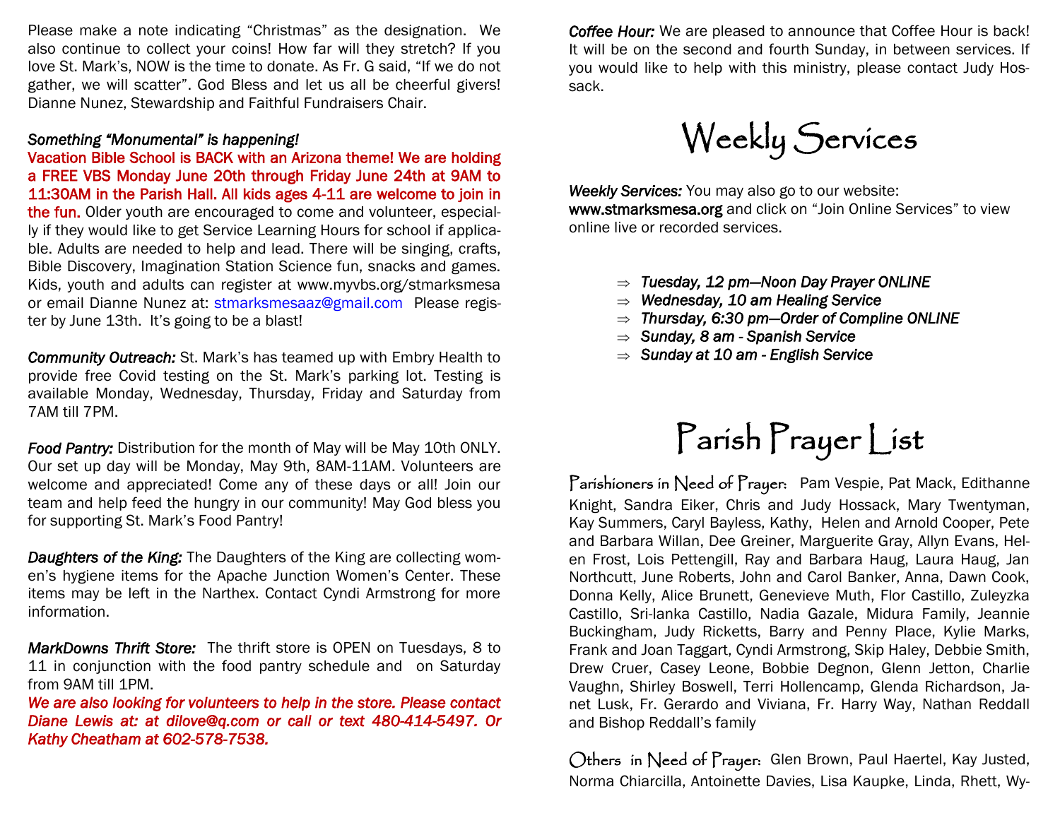Please make a note indicating "Christmas" as the designation. We also continue to collect your coins! How far will they stretch? If you love St. Mark's, NOW is the time to donate. As Fr. G said, "If we do not gather, we will scatter". God Bless and let us all be cheerful givers! Dianne Nunez, Stewardship and Faithful Fundraisers Chair.

*Something "Monumental" is happening!*
Vacation Bible School is BACK with an Arizona theme! We are holding a FREE VBS Monday June 20th through Friday June 24th at 9AM to 11:30AM in the Parish Hall. All kids ages 4-11 are welcome to join in the fun. Older youth are encouraged to come and volunteer, especially if they would like to get Service Learning Hours for school if applicable. Adults are needed to help and lead. There will be singing, crafts, Bible Discovery, Imagination Station Science fun, snacks and games. Kids, youth and adults can register at www.myvbs.org/stmarksmesa or email Dianne Nunez at: stmarksmesaaz@gmail.com Please register by June 13th. It's going to be a blast!

*Community Outreach:* St. Mark's has teamed up with Embry Health to provide free Covid testing on the St. Mark's parking lot. Testing is available Monday, Wednesday, Thursday, Friday and Saturday from 7AM till 7PM.

*Food Pantry:* Distribution for the month of May will be May 10th ONLY. Our set up day will be Monday, May 9th, 8AM-11AM. Volunteers are welcome and appreciated! Come any of these days or all! Join our team and help feed the hungry in our community! May God bless you for supporting St. Mark's Food Pantry!

*Daughters of the King:* The Daughters of the King are collecting women's hygiene items for the Apache Junction Women's Center. These items may be left in the Narthex. Contact Cyndi Armstrong for more information.

*MarkDowns Thrift Store:* The thrift store is OPEN on Tuesdays, 8 to 11 in conjunction with the food pantry schedule and on Saturday from 9AM till 1PM.
*We are also looking for volunteers to help in the store. Please contact Diane Lewis at: at dilove@q.com or call or text 480-414-5497. Or Kathy Cheatham at 602-578-7538.*

*Coffee Hour:* We are pleased to announce that Coffee Hour is back! It will be on the second and fourth Sunday, in between services. If you would like to help with this ministry, please contact Judy Hossack.

# Weekly Services

*Weekly Services:* You may also go to our website: **www.stmarksmesa.org** and click on "Join Online Services" to view online live or recorded services.

- ***Tuesday, 12 pm—Noon Day Prayer ONLINE***
- ***Wednesday, 10 am Healing Service***
- ***Thursday, 6:30 pm—Order of Compline ONLINE***
- ***Sunday, 8 am - Spanish Service***
- ***Sunday at 10 am - English Service***

# Parish Prayer List

Parishioners in Need of Prayer: Pam Vespie, Pat Mack, Edithanne Knight, Sandra Eiker, Chris and Judy Hossack, Mary Twentyman, Kay Summers, Caryl Bayless, Kathy, Helen and Arnold Cooper, Pete and Barbara Willan, Dee Greiner, Marguerite Gray, Allyn Evans, Helen Frost, Lois Pettengill, Ray and Barbara Haug, Laura Haug, Jan Northcutt, June Roberts, John and Carol Banker, Anna, Dawn Cook, Donna Kelly, Alice Brunett, Genevieve Muth, Flor Castillo, Zuleyzka Castillo, Sri-lanka Castillo, Nadia Gazale, Midura Family, Jeannie Buckingham, Judy Ricketts, Barry and Penny Place, Kylie Marks, Frank and Joan Taggart, Cyndi Armstrong, Skip Haley, Debbie Smith, Drew Cruer, Casey Leone, Bobbie Degnon, Glenn Jetton, Charlie Vaughn, Shirley Boswell, Terri Hollencamp, Glenda Richardson, Janet Lusk, Fr. Gerardo and Viviana, Fr. Harry Way, Nathan Reddall and Bishop Reddall's family

Others in Need of Prayer: Glen Brown, Paul Haertel, Kay Justed, Norma Chiarcilla, Antoinette Davies, Lisa Kaupke, Linda, Rhett, Wy-